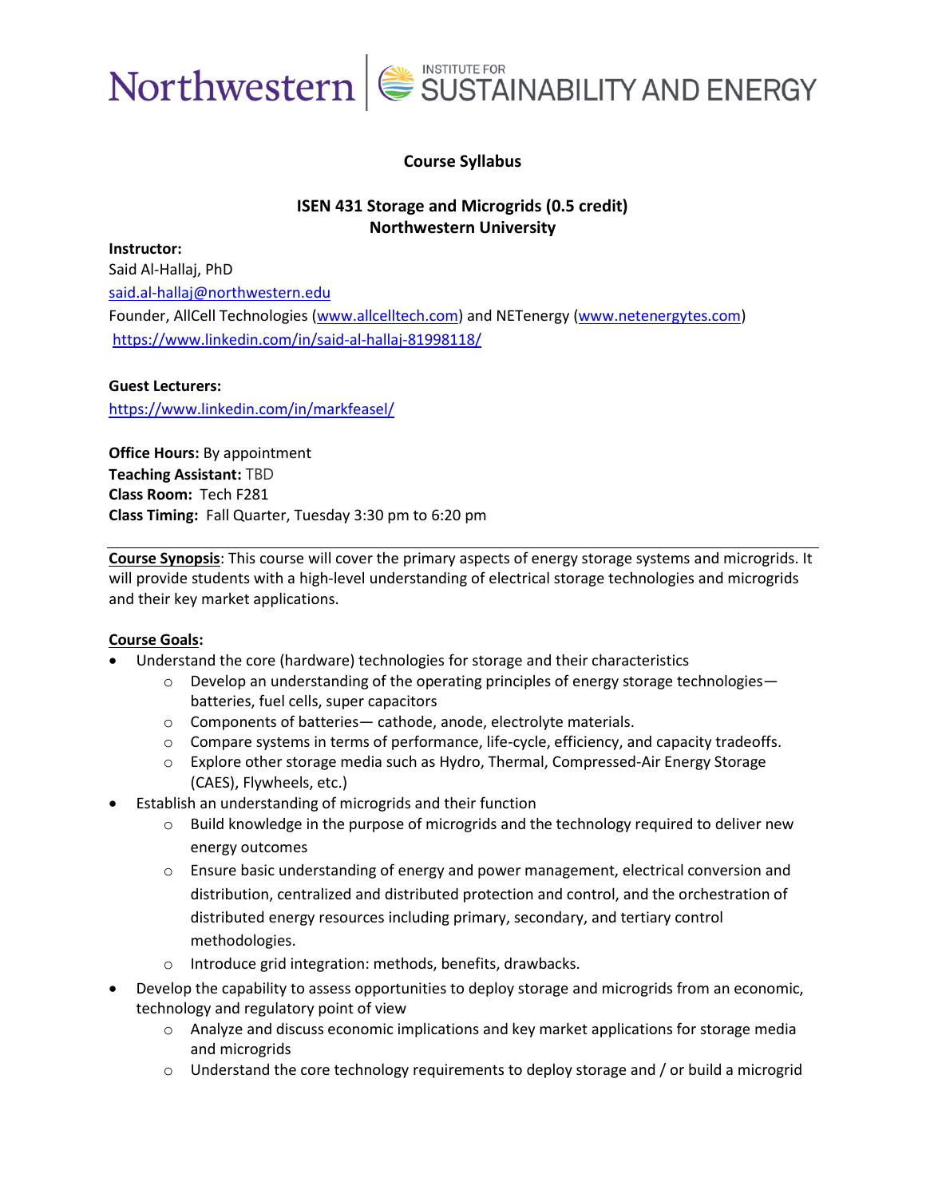Northwestern | INSTITUTE FOR SUSTAINABILITY AND ENERGY

**Course Syllabus**

**ISEN 431 Storage and Microgrids (0.5 credit)**
**Northwestern University**

**Instructor:**
Said Al-Hallaj, PhD
said.al-hallaj@northwestern.edu
Founder, AllCell Technologies (www.allcelltech.com) and NETenergy (www.netenergytes.com)
https://www.linkedin.com/in/said-al-hallaj-81998118/

**Guest Lecturers:**
https://www.linkedin.com/in/markfeasel/

**Office Hours:** By appointment
**Teaching Assistant:** TBD
**Class Room:** Tech F281
**Class Timing:** Fall Quarter, Tuesday 3:30 pm to 6:20 pm

**Course Synopsis**: This course will cover the primary aspects of energy storage systems and microgrids. It will provide students with a high-level understanding of electrical storage technologies and microgrids and their key market applications.

**Course Goals:**

- Understand the core (hardware) technologies for storage and their characteristics
  - Develop an understanding of the operating principles of energy storage technologies—batteries, fuel cells, super capacitors
  - Components of batteries— cathode, anode, electrolyte materials.
  - Compare systems in terms of performance, life-cycle, efficiency, and capacity tradeoffs.
  - Explore other storage media such as Hydro, Thermal, Compressed-Air Energy Storage (CAES), Flywheels, etc.)
- Establish an understanding of microgrids and their function
  - Build knowledge in the purpose of microgrids and the technology required to deliver new energy outcomes
  - Ensure basic understanding of energy and power management, electrical conversion and distribution, centralized and distributed protection and control, and the orchestration of distributed energy resources including primary, secondary, and tertiary control methodologies.
  - Introduce grid integration: methods, benefits, drawbacks.
- Develop the capability to assess opportunities to deploy storage and microgrids from an economic, technology and regulatory point of view
  - Analyze and discuss economic implications and key market applications for storage media and microgrids
  - Understand the core technology requirements to deploy storage and / or build a microgrid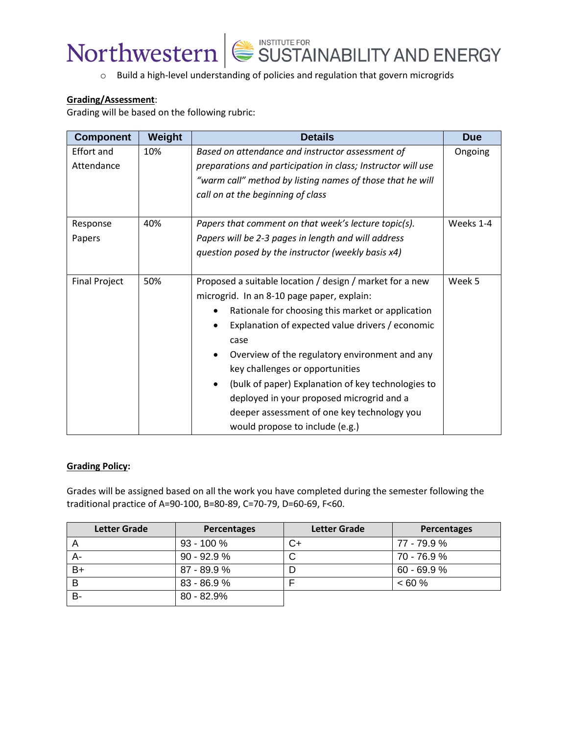- Build a high-level understanding of policies and regulation that govern microgrids

**Grading/Assessment**:
Grading will be based on the following rubric:

| Component | Weight | Details | Due |
|---|---|---|---|
| Effort and Attendance | 10% | *Based on attendance and instructor assessment of preparations and participation in class; Instructor will use "warm call" method by listing names of those that he will call on at the beginning of class* | Ongoing |
| Response Papers | 40% | *Papers that comment on that week's lecture topic(s). Papers will be 2-3 pages in length and will address question posed by the instructor (weekly basis x4)* | Weeks 1-4 |
| Final Project | 50% | Proposed a suitable location / design / market for a new microgrid. In an 8-10 page paper, explain: <br>• Rationale for choosing this market or application <br>• Explanation of expected value drivers / economic case <br>• Overview of the regulatory environment and any key challenges or opportunities <br>• (bulk of paper) Explanation of key technologies to deployed in your proposed microgrid and a deeper assessment of one key technology you would propose to include (e.g.) | Week 5 |

**Grading Policy:**

Grades will be assigned based on all the work you have completed during the semester following the traditional practice of A=90-100, B=80-89, C=70-79, D=60-69, F<60.

| Letter Grade | Percentages | Letter Grade | Percentages |
|---|---|---|---|
| A | 93 - 100 % | C+ | 77 - 79.9 % |
| A- | 90 - 92.9 % | C | 70 - 76.9 % |
| B+ | 87 - 89.9 % | D | 60 - 69.9 % |
| B | 83 - 86.9 % | F | < 60 % |
| B- | 80 - 82.9% | | |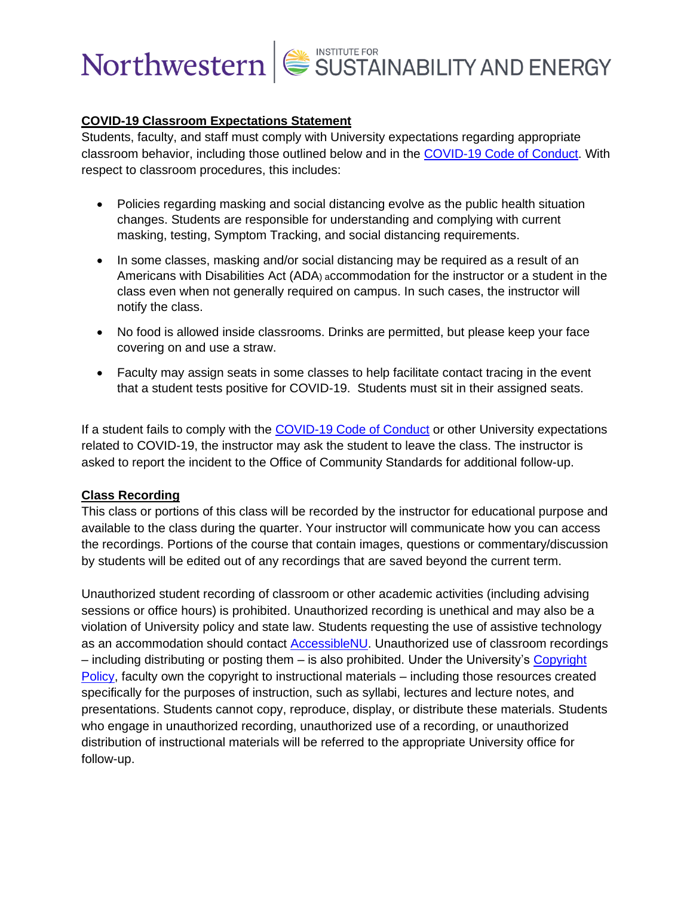**COVID-19 Classroom Expectations Statement**

Students, faculty, and staff must comply with University expectations regarding appropriate classroom behavior, including those outlined below and in the [COVID-19 Code of Conduct](). With respect to classroom procedures, this includes:

- Policies regarding masking and social distancing evolve as the public health situation changes. Students are responsible for understanding and complying with current masking, testing, Symptom Tracking, and social distancing requirements.
- In some classes, masking and/or social distancing may be required as a result of an Americans with Disabilities Act (ADA) accommodation for the instructor or a student in the class even when not generally required on campus. In such cases, the instructor will notify the class.
- No food is allowed inside classrooms. Drinks are permitted, but please keep your face covering on and use a straw.
- Faculty may assign seats in some classes to help facilitate contact tracing in the event that a student tests positive for COVID-19. Students must sit in their assigned seats.

If a student fails to comply with the [COVID-19 Code of Conduct]() or other University expectations related to COVID-19, the instructor may ask the student to leave the class. The instructor is asked to report the incident to the Office of Community Standards for additional follow-up.

**Class Recording**

This class or portions of this class will be recorded by the instructor for educational purpose and available to the class during the quarter. Your instructor will communicate how you can access the recordings. Portions of the course that contain images, questions or commentary/discussion by students will be edited out of any recordings that are saved beyond the current term.

Unauthorized student recording of classroom or other academic activities (including advising sessions or office hours) is prohibited. Unauthorized recording is unethical and may also be a violation of University policy and state law. Students requesting the use of assistive technology as an accommodation should contact [AccessibleNU](). Unauthorized use of classroom recordings – including distributing or posting them – is also prohibited. Under the University's [Copyright Policy](), faculty own the copyright to instructional materials – including those resources created specifically for the purposes of instruction, such as syllabi, lectures and lecture notes, and presentations. Students cannot copy, reproduce, display, or distribute these materials. Students who engage in unauthorized recording, unauthorized use of a recording, or unauthorized distribution of instructional materials will be referred to the appropriate University office for follow-up.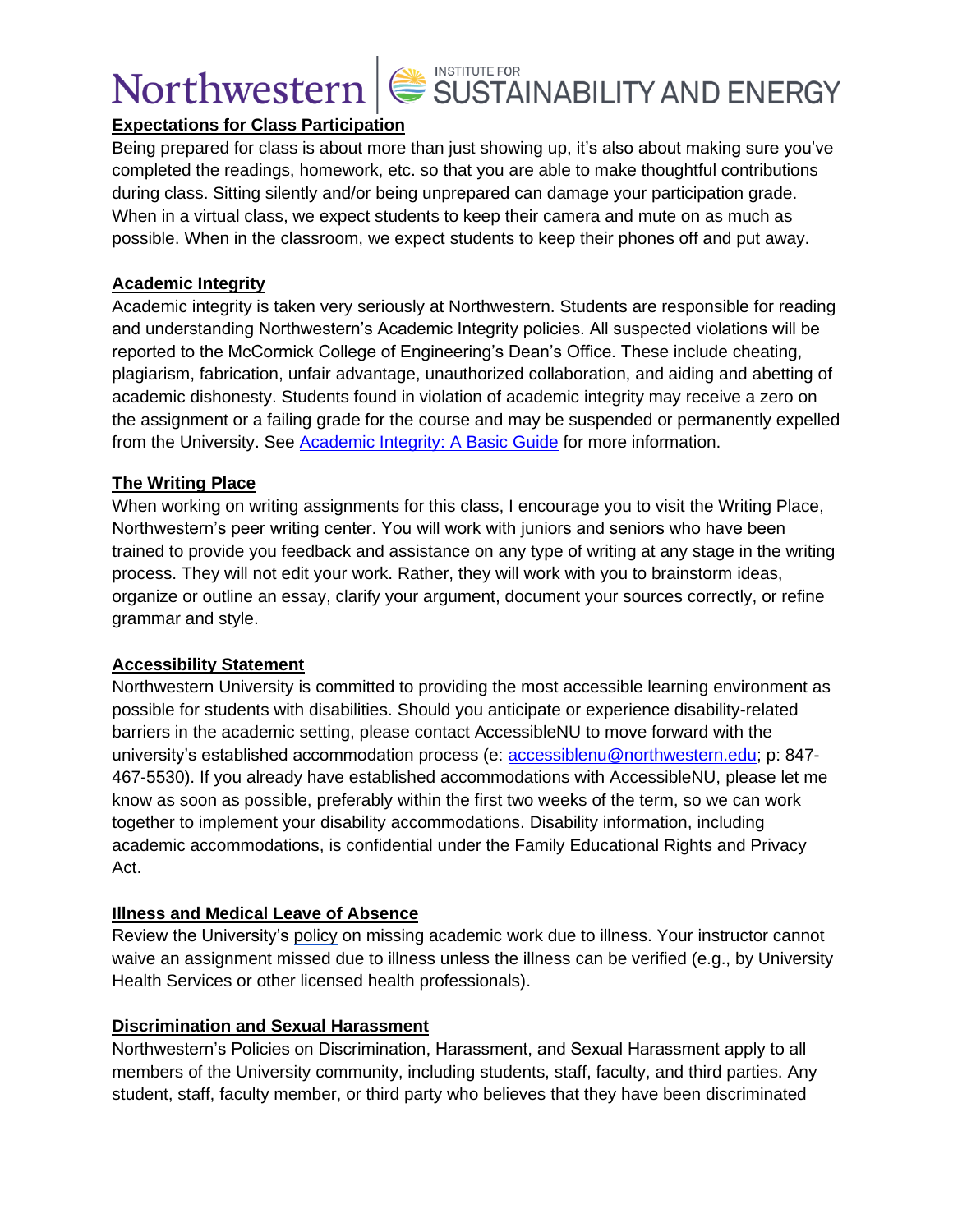## Expectations for Class Participation

Being prepared for class is about more than just showing up, it's also about making sure you've completed the readings, homework, etc. so that you are able to make thoughtful contributions during class. Sitting silently and/or being unprepared can damage your participation grade. When in a virtual class, we expect students to keep their camera and mute on as much as possible. When in the classroom, we expect students to keep their phones off and put away.

## Academic Integrity

Academic integrity is taken very seriously at Northwestern. Students are responsible for reading and understanding Northwestern's Academic Integrity policies. All suspected violations will be reported to the McCormick College of Engineering's Dean's Office. These include cheating, plagiarism, fabrication, unfair advantage, unauthorized collaboration, and aiding and abetting of academic dishonesty. Students found in violation of academic integrity may receive a zero on the assignment or a failing grade for the course and may be suspended or permanently expelled from the University. See Academic Integrity: A Basic Guide for more information.

## The Writing Place

When working on writing assignments for this class, I encourage you to visit the Writing Place, Northwestern's peer writing center. You will work with juniors and seniors who have been trained to provide you feedback and assistance on any type of writing at any stage in the writing process. They will not edit your work. Rather, they will work with you to brainstorm ideas, organize or outline an essay, clarify your argument, document your sources correctly, or refine grammar and style.

## Accessibility Statement

Northwestern University is committed to providing the most accessible learning environment as possible for students with disabilities. Should you anticipate or experience disability-related barriers in the academic setting, please contact AccessibleNU to move forward with the university's established accommodation process (e: accessiblenu@northwestern.edu; p: 847-467-5530). If you already have established accommodations with AccessibleNU, please let me know as soon as possible, preferably within the first two weeks of the term, so we can work together to implement your disability accommodations. Disability information, including academic accommodations, is confidential under the Family Educational Rights and Privacy Act.

## Illness and Medical Leave of Absence

Review the University's policy on missing academic work due to illness. Your instructor cannot waive an assignment missed due to illness unless the illness can be verified (e.g., by University Health Services or other licensed health professionals).

## Discrimination and Sexual Harassment

Northwestern's Policies on Discrimination, Harassment, and Sexual Harassment apply to all members of the University community, including students, staff, faculty, and third parties. Any student, staff, faculty member, or third party who believes that they have been discriminated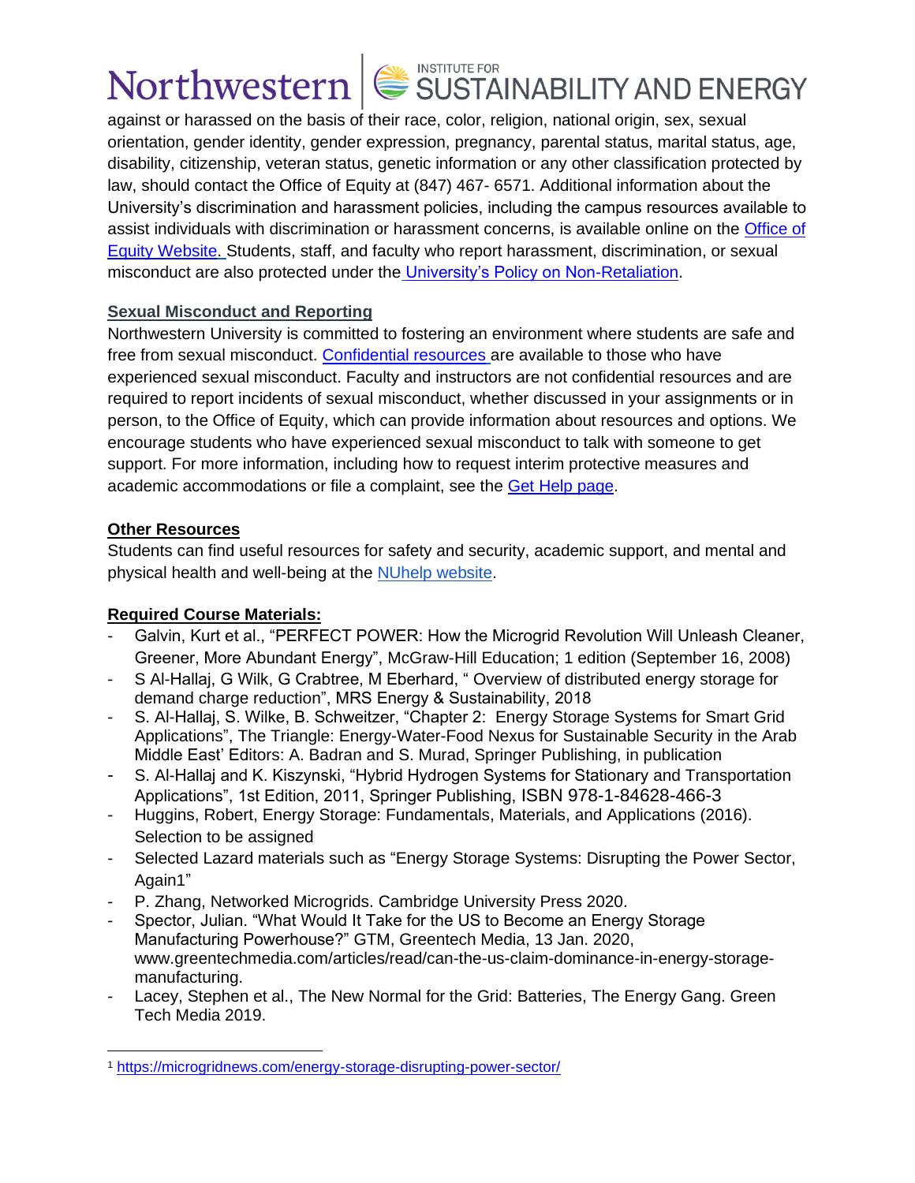against or harassed on the basis of their race, color, religion, national origin, sex, sexual orientation, gender identity, gender expression, pregnancy, parental status, marital status, age, disability, citizenship, veteran status, genetic information or any other classification protected by law, should contact the Office of Equity at (847) 467- 6571. Additional information about the University's discrimination and harassment policies, including the campus resources available to assist individuals with discrimination or harassment concerns, is available online on the Office of Equity Website. Students, staff, and faculty who report harassment, discrimination, or sexual misconduct are also protected under the University's Policy on Non-Retaliation.

**Sexual Misconduct and Reporting**

Northwestern University is committed to fostering an environment where students are safe and free from sexual misconduct. Confidential resources are available to those who have experienced sexual misconduct. Faculty and instructors are not confidential resources and are required to report incidents of sexual misconduct, whether discussed in your assignments or in person, to the Office of Equity, which can provide information about resources and options. We encourage students who have experienced sexual misconduct to talk with someone to get support. For more information, including how to request interim protective measures and academic accommodations or file a complaint, see the Get Help page.

**Other Resources**

Students can find useful resources for safety and security, academic support, and mental and physical health and well-being at the NUhelp website.

**Required Course Materials:**

- Galvin, Kurt et al., "PERFECT POWER: How the Microgrid Revolution Will Unleash Cleaner, Greener, More Abundant Energy", McGraw-Hill Education; 1 edition (September 16, 2008)
- S Al-Hallaj, G Wilk, G Crabtree, M Eberhard, " Overview of distributed energy storage for demand charge reduction", MRS Energy & Sustainability, 2018
- S. Al-Hallaj, S. Wilke, B. Schweitzer, "Chapter 2: Energy Storage Systems for Smart Grid Applications", The Triangle: Energy-Water-Food Nexus for Sustainable Security in the Arab Middle East' Editors: A. Badran and S. Murad, Springer Publishing, in publication
- S. Al-Hallaj and K. Kiszynski, "Hybrid Hydrogen Systems for Stationary and Transportation Applications", 1st Edition, 2011, Springer Publishing, ISBN 978-1-84628-466-3
- Huggins, Robert, Energy Storage: Fundamentals, Materials, and Applications (2016). Selection to be assigned
- Selected Lazard materials such as "Energy Storage Systems: Disrupting the Power Sector, Again[1]"
- P. Zhang, Networked Microgrids. Cambridge University Press 2020.
- Spector, Julian. "What Would It Take for the US to Become an Energy Storage Manufacturing Powerhouse?" GTM, Greentech Media, 13 Jan. 2020, www.greentechmedia.com/articles/read/can-the-us-claim-dominance-in-energy-storage-manufacturing.
- Lacey, Stephen et al., The New Normal for the Grid: Batteries, The Energy Gang. Green Tech Media 2019.

[1] https://microgridnews.com/energy-storage-disrupting-power-sector/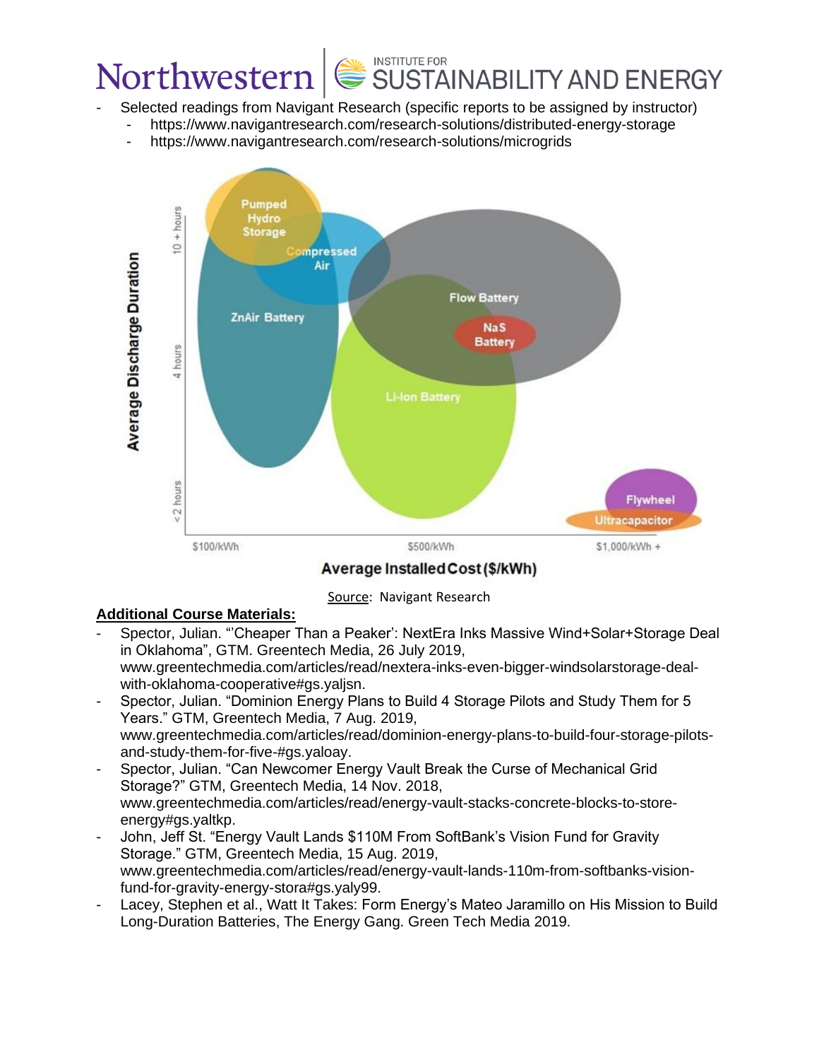- Selected readings from Navigant Research (specific reports to be assigned by instructor)
  - https://www.navigantresearch.com/research-solutions/distributed-energy-storage
  - https://www.navigantresearch.com/research-solutions/microgrids

Source: Navigant Research

**Additional Course Materials:**

- Spector, Julian. "'Cheaper Than a Peaker': NextEra Inks Massive Wind+Solar+Storage Deal in Oklahoma", GTM. Greentech Media, 26 July 2019, www.greentechmedia.com/articles/read/nextera-inks-even-bigger-windsolarstorage-deal-with-oklahoma-cooperative#gs.yaljsn.
- Spector, Julian. "Dominion Energy Plans to Build 4 Storage Pilots and Study Them for 5 Years." GTM, Greentech Media, 7 Aug. 2019, www.greentechmedia.com/articles/read/dominion-energy-plans-to-build-four-storage-pilots-and-study-them-for-five-#gs.yaloay.
- Spector, Julian. "Can Newcomer Energy Vault Break the Curse of Mechanical Grid Storage?" GTM, Greentech Media, 14 Nov. 2018, www.greentechmedia.com/articles/read/energy-vault-stacks-concrete-blocks-to-store-energy#gs.yaltkp.
- John, Jeff St. "Energy Vault Lands $110M From SoftBank's Vision Fund for Gravity Storage." GTM, Greentech Media, 15 Aug. 2019, www.greentechmedia.com/articles/read/energy-vault-lands-110m-from-softbanks-vision-fund-for-gravity-energy-stora#gs.yaly99.
- Lacey, Stephen et al., Watt It Takes: Form Energy's Mateo Jaramillo on His Mission to Build Long-Duration Batteries, The Energy Gang. Green Tech Media 2019.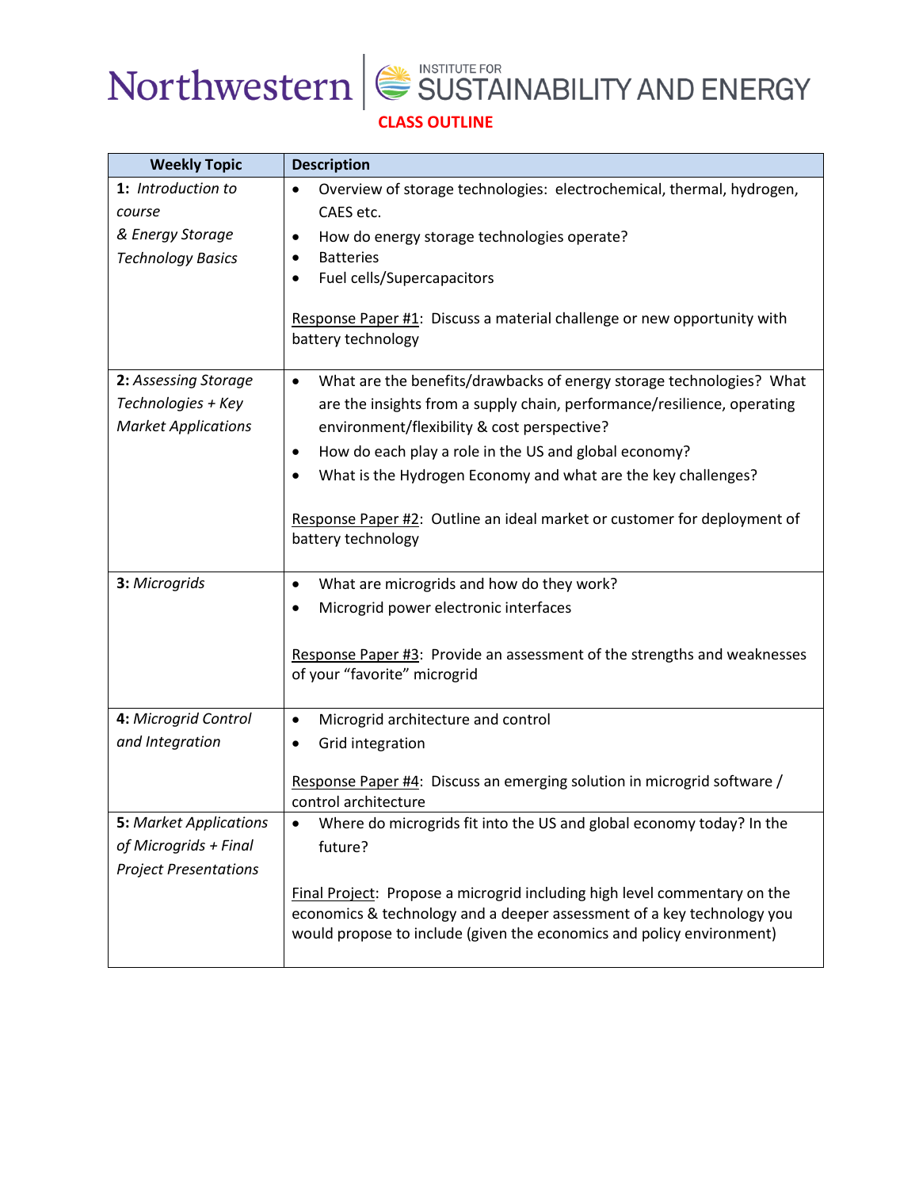Northwestern | INSTITUTE FOR SUSTAINABILITY AND ENERGY

**CLASS OUTLINE**

| Weekly Topic | Description |
|---|---|
| **1:** *Introduction to course & Energy Storage Technology Basics* | • Overview of storage technologies: electrochemical, thermal, hydrogen, CAES etc.<br>• How do energy storage technologies operate?<br>• Batteries<br>• Fuel cells/Supercapacitors<br><br>Response Paper #1: Discuss a material challenge or new opportunity with battery technology |
| **2:** *Assessing Storage Technologies + Key Market Applications* | • What are the benefits/drawbacks of energy storage technologies? What are the insights from a supply chain, performance/resilience, operating environment/flexibility & cost perspective?<br>• How do each play a role in the US and global economy?<br>• What is the Hydrogen Economy and what are the key challenges?<br><br>Response Paper #2: Outline an ideal market or customer for deployment of battery technology |
| **3:** *Microgrids* | • What are microgrids and how do they work?<br>• Microgrid power electronic interfaces<br><br>Response Paper #3: Provide an assessment of the strengths and weaknesses of your "favorite" microgrid |
| **4:** *Microgrid Control and Integration* | • Microgrid architecture and control<br>• Grid integration<br><br>Response Paper #4: Discuss an emerging solution in microgrid software / control architecture |
| **5:** *Market Applications of Microgrids + Final Project Presentations* | • Where do microgrids fit into the US and global economy today? In the future?<br><br>Final Project: Propose a microgrid including high level commentary on the economics & technology and a deeper assessment of a key technology you would propose to include (given the economics and policy environment) |